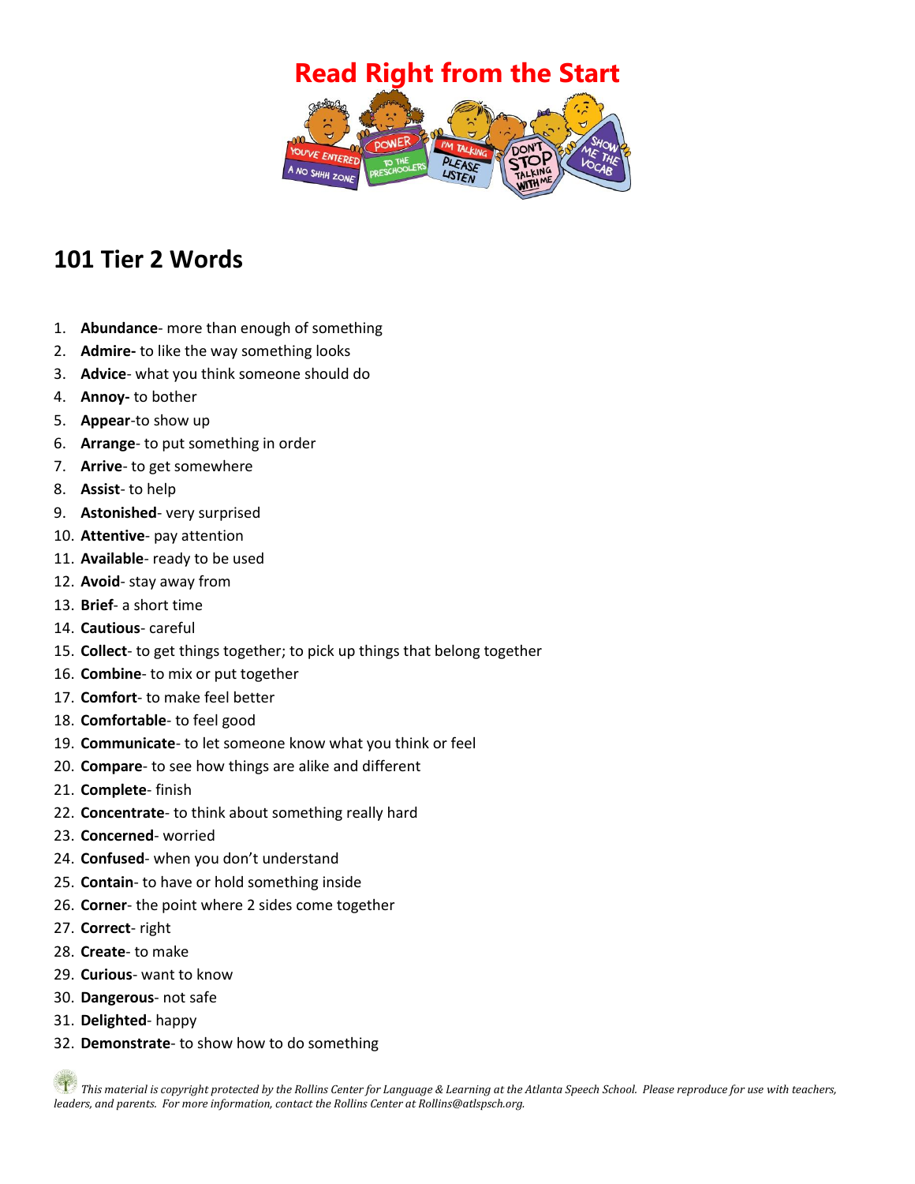# Read Right from the Start

## 101 Tier 2 Words

1. **Abundance**- more than enough of something
2. **Admire-** to like the way something looks
3. **Advice**- what you think someone should do
4. **Annoy-** to bother
5. **Appear**-to show up
6. **Arrange**- to put something in order
7. **Arrive**- to get somewhere
8. **Assist**- to help
9. **Astonished**- very surprised
10. **Attentive**- pay attention
11. **Available**- ready to be used
12. **Avoid**- stay away from
13. **Brief**- a short time
14. **Cautious**- careful
15. **Collect**- to get things together; to pick up things that belong together
16. **Combine**- to mix or put together
17. **Comfort**- to make feel better
18. **Comfortable**- to feel good
19. **Communicate**- to let someone know what you think or feel
20. **Compare**- to see how things are alike and different
21. **Complete**- finish
22. **Concentrate**- to think about something really hard
23. **Concerned**- worried
24. **Confused**- when you don't understand
25. **Contain**- to have or hold something inside
26. **Corner**- the point where 2 sides come together
27. **Correct**- right
28. **Create**- to make
29. **Curious**- want to know
30. **Dangerous**- not safe
31. **Delighted**- happy
32. **Demonstrate**- to show how to do something

*This material is copyright protected by the Rollins Center for Language & Learning at the Atlanta Speech School. Please reproduce for use with teachers, leaders, and parents. For more information, contact the Rollins Center at Rollins@atlspsch.org.*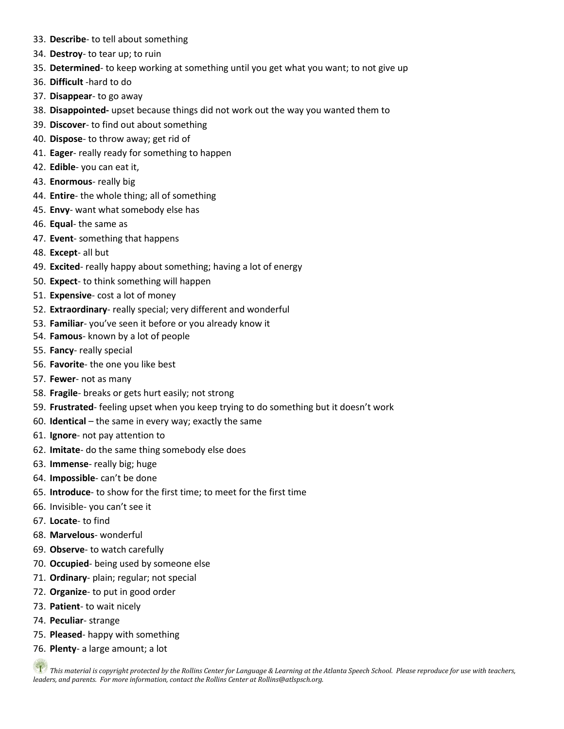33. **Describe**- to tell about something
34. **Destroy**- to tear up; to ruin
35. **Determined**- to keep working at something until you get what you want; to not give up
36. **Difficult** -hard to do
37. **Disappear**- to go away
38. **Disappointed-** upset because things did not work out the way you wanted them to
39. **Discover**- to find out about something
40. **Dispose**- to throw away; get rid of
41. **Eager**- really ready for something to happen
42. **Edible**- you can eat it,
43. **Enormous**- really big
44. **Entire**- the whole thing; all of something
45. **Envy**- want what somebody else has
46. **Equal**- the same as
47. **Event**- something that happens
48. **Except**- all but
49. **Excited**- really happy about something; having a lot of energy
50. **Expect**- to think something will happen
51. **Expensive**- cost a lot of money
52. **Extraordinary**- really special; very different and wonderful
53. **Familiar**- you've seen it before or you already know it
54. **Famous**- known by a lot of people
55. **Fancy**- really special
56. **Favorite**- the one you like best
57. **Fewer**- not as many
58. **Fragile**- breaks or gets hurt easily; not strong
59. **Frustrated**- feeling upset when you keep trying to do something but it doesn't work
60. **Identical** – the same in every way; exactly the same
61. **Ignore**- not pay attention to
62. **Imitate**- do the same thing somebody else does
63. **Immense**- really big; huge
64. **Impossible**- can't be done
65. **Introduce**- to show for the first time; to meet for the first time
66. Invisible- you can't see it
67. **Locate**- to find
68. **Marvelous**- wonderful
69. **Observe**- to watch carefully
70. **Occupied**- being used by someone else
71. **Ordinary**- plain; regular; not special
72. **Organize**- to put in good order
73. **Patient**- to wait nicely
74. **Peculiar**- strange
75. **Pleased**- happy with something
76. **Plenty**- a large amount; a lot

*This material is copyright protected by the Rollins Center for Language & Learning at the Atlanta Speech School. Please reproduce for use with teachers, leaders, and parents. For more information, contact the Rollins Center at Rollins@atlspsch.org.*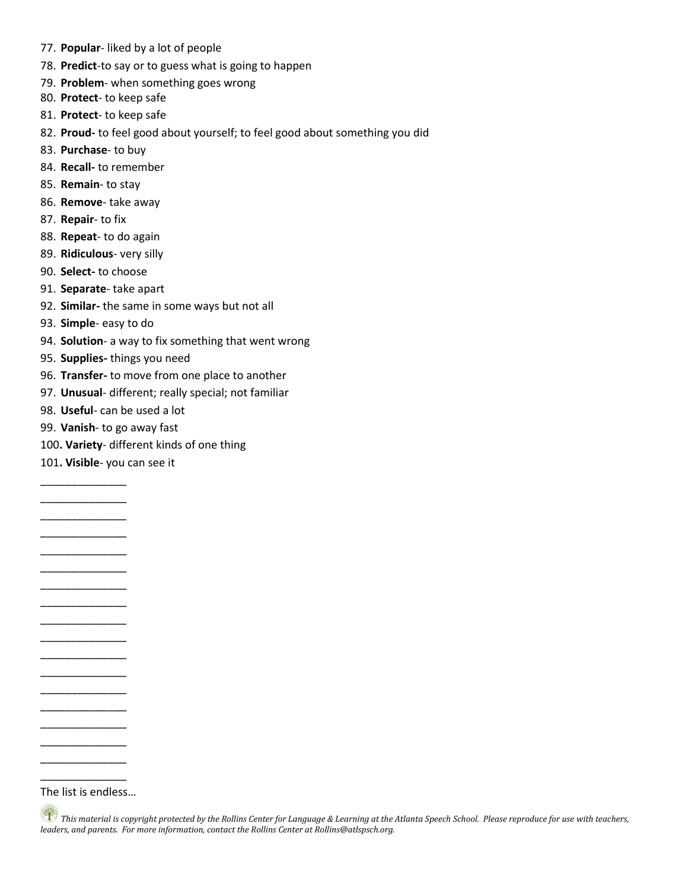77. **Popular**- liked by a lot of people
78. **Predict**-to say or to guess what is going to happen
79. **Problem**- when something goes wrong
80. **Protect**- to keep safe
81. **Protect**- to keep safe
82. **Proud-** to feel good about yourself; to feel good about something you did
83. **Purchase**- to buy
84. **Recall-** to remember
85. **Remain**- to stay
86. **Remove**- take away
87. **Repair**- to fix
88. **Repeat**- to do again
89. **Ridiculous**- very silly
90. **Select-** to choose
91. **Separate**- take apart
92. **Similar-** the same in some ways but not all
93. **Simple**- easy to do
94. **Solution**- a way to fix something that went wrong
95. **Supplies-** things you need
96. **Transfer-** to move from one place to another
97. **Unusual**- different; really special; not familiar
98. **Useful**- can be used a lot
99. **Vanish**- to go away fast
100. **Variety**- different kinds of one thing
101. **Visible**- you can see it

______________

______________

______________

______________

______________

______________

______________

______________

______________

______________

______________

______________

______________

______________

______________

______________

______________

______________

The list is endless…